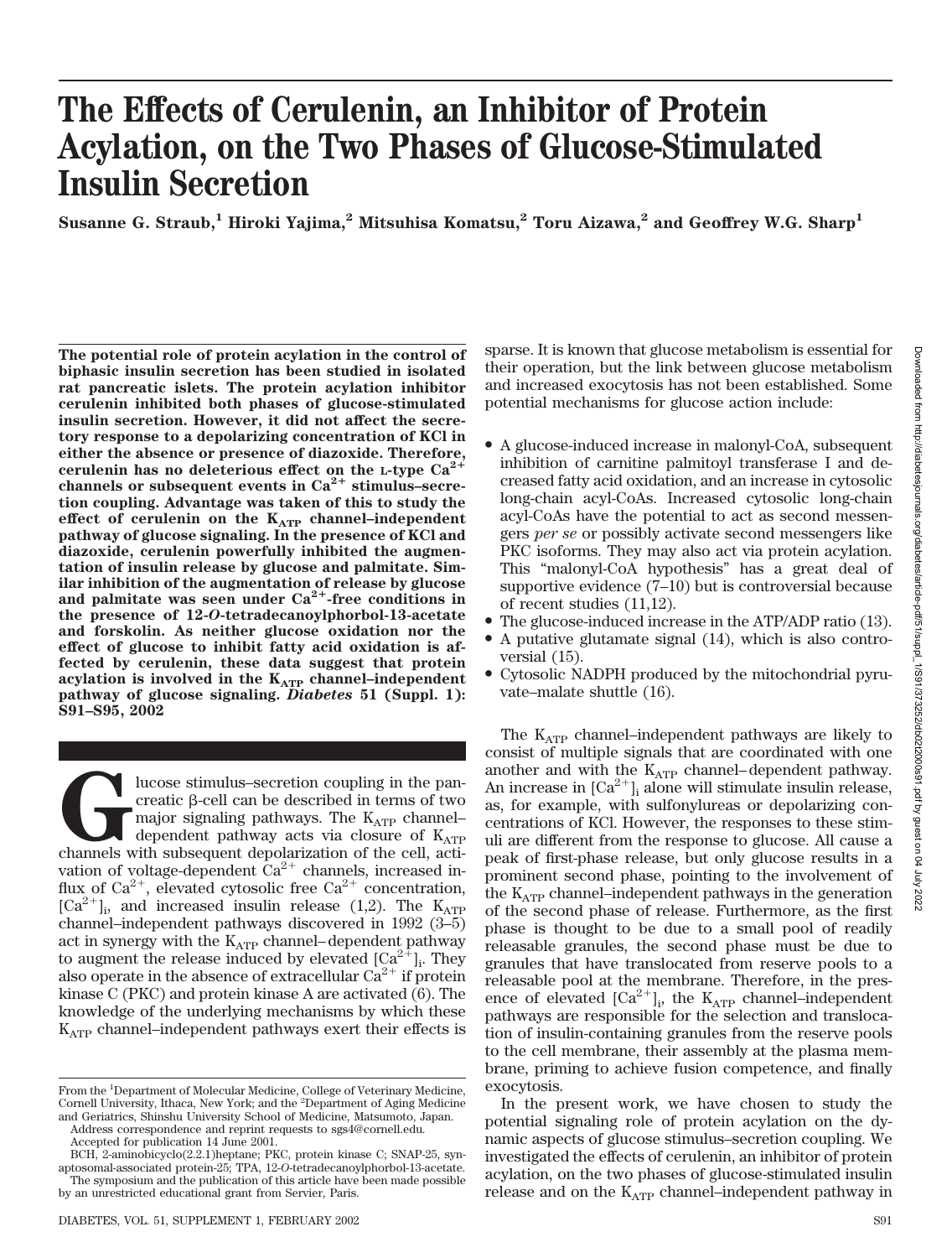# The Effects of Cerulenin, an Inhibitor of Protein Acylation, on the Two Phases of Glucose-Stimulated Insulin Secretion

**Susanne G. Straub,[1] Hiroki Yajima,[2] Mitsuhisa Komatsu,[2] Toru Aizawa,[2] and Geoffrey W.G. Sharp[1]**

**The potential role of protein acylation in the control of biphasic insulin secretion has been studied in isolated rat pancreatic islets. The protein acylation inhibitor cerulenin inhibited both phases of glucose-stimulated insulin secretion. However, it did not affect the secretory response to a depolarizing concentration of KCl in either the absence or presence of diazoxide. Therefore, cerulenin has no deleterious effect on the L-type $Ca^{2+}$ channels or subsequent events in $Ca^{2+}$ stimulus–secretion coupling. Advantage was taken of this to study the effect of cerulenin on the $K_{ATP}$ channel–independent pathway of glucose signaling. In the presence of KCl and diazoxide, cerulenin powerfully inhibited the augmentation of insulin release by glucose and palmitate. Similar inhibition of the augmentation of release by glucose and palmitate was seen under $Ca^{2+}$-free conditions in the presence of 12-*O*-tetradecanoylphorbol-13-acetate and forskolin. As neither glucose oxidation nor the effect of glucose to inhibit fatty acid oxidation is affected by cerulenin, these data suggest that protein acylation is involved in the $K_{ATP}$ channel–independent pathway of glucose signaling. *Diabetes* 51 (Suppl. 1): S91–S95, 2002**

Glucose stimulus–secretion coupling in the pancreatic β-cell can be described in terms of two major signaling pathways. The $K_{ATP}$ channel–dependent pathway acts via closure of $K_{ATP}$ channels with subsequent depolarization of the cell, activation of voltage-dependent $Ca^{2+}$ channels, increased influx of $Ca^{2+}$, elevated cytosolic free $Ca^{2+}$ concentration, $[Ca^{2+}]_i$, and increased insulin release (1,2). The $K_{ATP}$ channel–independent pathways discovered in 1992 (3–5) act in synergy with the $K_{ATP}$ channel–dependent pathway to augment the release induced by elevated $[Ca^{2+}]_i$. They also operate in the absence of extracellular $Ca^{2+}$ if protein kinase C (PKC) and protein kinase A are activated (6). The knowledge of the underlying mechanisms by which these $K_{ATP}$ channel–independent pathways exert their effects is sparse. It is known that glucose metabolism is essential for their operation, but the link between glucose metabolism and increased exocytosis has not been established. Some potential mechanisms for glucose action include:

- A glucose-induced increase in malonyl-CoA, subsequent inhibition of carnitine palmitoyl transferase I and decreased fatty acid oxidation, and an increase in cytosolic long-chain acyl-CoAs. Increased cytosolic long-chain acyl-CoAs have the potential to act as second messengers *per se* or possibly activate second messengers like PKC isoforms. They may also act via protein acylation. This "malonyl-CoA hypothesis" has a great deal of supportive evidence (7–10) but is controversial because of recent studies (11,12).
- The glucose-induced increase in the ATP/ADP ratio (13).
- A putative glutamate signal (14), which is also controversial (15).
- Cytosolic NADPH produced by the mitochondrial pyruvate–malate shuttle (16).

The $K_{ATP}$ channel–independent pathways are likely to consist of multiple signals that are coordinated with one another and with the $K_{ATP}$ channel–dependent pathway. An increase in $[Ca^{2+}]_i$ alone will stimulate insulin release, as, for example, with sulfonylureas or depolarizing concentrations of KCl. However, the responses to these stimuli are different from the response to glucose. All cause a peak of first-phase release, but only glucose results in a prominent second phase, pointing to the involvement of the $K_{ATP}$ channel–independent pathways in the generation of the second phase of release. Furthermore, as the first phase is thought to be due to a small pool of readily releasable granules, the second phase must be due to granules that have translocated from reserve pools to a releasable pool at the membrane. Therefore, in the presence of elevated $[Ca^{2+}]_i$, the $K_{ATP}$ channel–independent pathways are responsible for the selection and translocation of insulin-containing granules from the reserve pools to the cell membrane, their assembly at the plasma membrane, priming to achieve fusion competence, and finally exocytosis.

In the present work, we have chosen to study the potential signaling role of protein acylation on the dynamic aspects of glucose stimulus–secretion coupling. We investigated the effects of cerulenin, an inhibitor of protein acylation, on the two phases of glucose-stimulated insulin release and on the $K_{ATP}$ channel–independent pathway in

---

From the [1]Department of Molecular Medicine, College of Veterinary Medicine, Cornell University, Ithaca, New York; and the [2]Department of Aging Medicine and Geriatrics, Shinshu University School of Medicine, Matsumoto, Japan.

Address correspondence and reprint requests to sgs4@cornell.edu.

Accepted for publication 14 June 2001.

BCH, 2-aminobicyclo(2.2.1)heptane; PKC, protein kinase C; SNAP-25, synaptosomal-associated protein-25; TPA, 12-*O*-tetradecanoylphorbol-13-acetate.

The symposium and the publication of this article have been made possible by an unrestricted educational grant from Servier, Paris.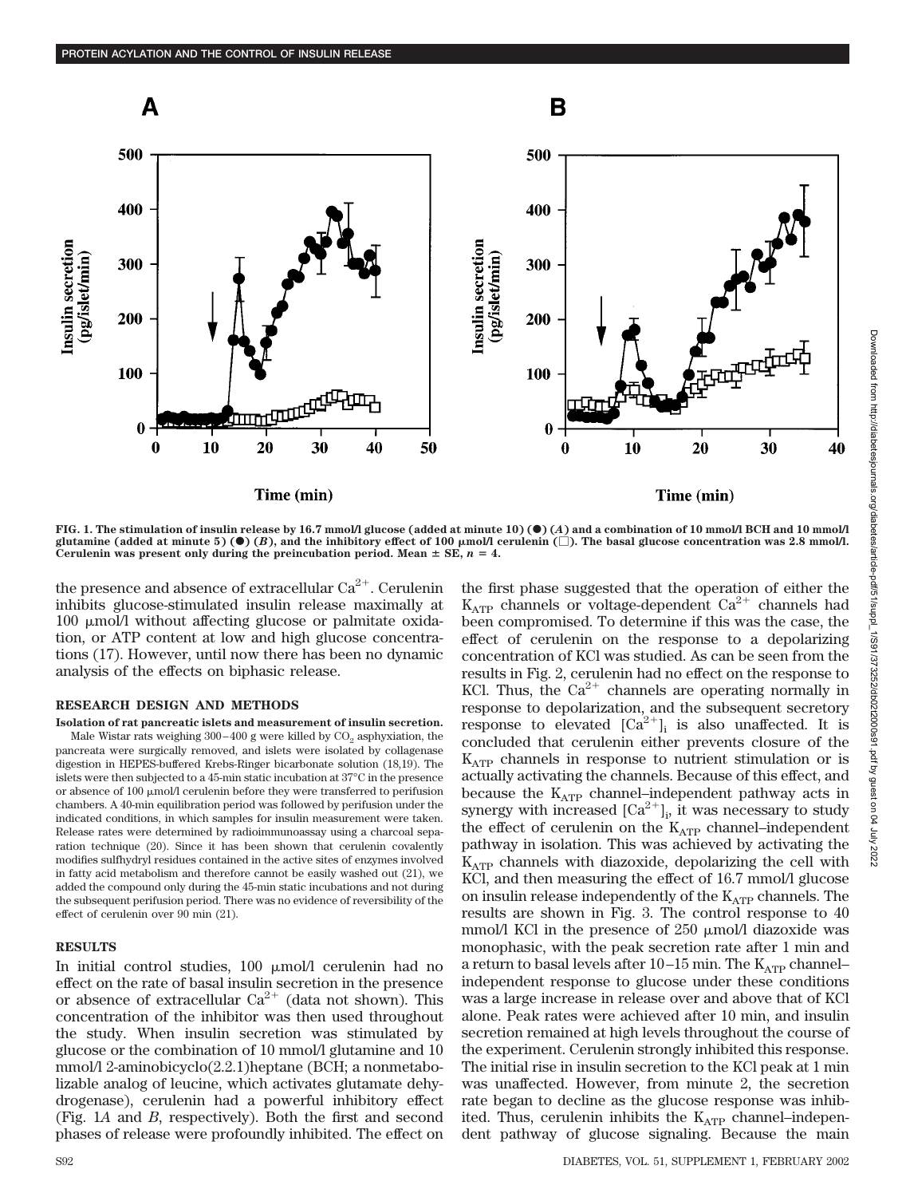FIG. 1. The stimulation of insulin release by 16.7 mmol/l glucose (added at minute 10) (●) (*A*) and a combination of 10 mmol/l BCH and 10 mmol/l glutamine (added at minute 5) (●) (*B*), and the inhibitory effect of 100 μmol/l cerulenin (□). The basal glucose concentration was 2.8 mmol/l. Cerulenin was present only during the preincubation period. Mean ± SE, $n = 4$.

the presence and absence of extracellular $Ca^{2+}$. Cerulenin inhibits glucose-stimulated insulin release maximally at 100 μmol/l without affecting glucose or palmitate oxidation, or ATP content at low and high glucose concentrations (17). However, until now there has been no dynamic analysis of the effects on biphasic release.

## RESEARCH DESIGN AND METHODS

**Isolation of rat pancreatic islets and measurement of insulin secretion.** Male Wistar rats weighing 300–400 g were killed by $CO_2$ asphyxiation, the pancreata were surgically removed, and islets were isolated by collagenase digestion in HEPES-buffered Krebs-Ringer bicarbonate solution (18,19). The islets were then subjected to a 45-min static incubation at 37°C in the presence or absence of 100 μmol/l cerulenin before they were transferred to perifusion chambers. A 40-min equilibration period was followed by perifusion under the indicated conditions, in which samples for insulin measurement were taken. Release rates were determined by radioimmunoassay using a charcoal separation technique (20). Since it has been shown that cerulenin covalently modifies sulfhydryl residues contained in the active sites of enzymes involved in fatty acid metabolism and therefore cannot be easily washed out (21), we added the compound only during the 45-min static incubations and not during the subsequent perifusion period. There was no evidence of reversibility of the effect of cerulenin over 90 min (21).

## RESULTS

In initial control studies, 100 μmol/l cerulenin had no effect on the rate of basal insulin secretion in the presence or absence of extracellular $Ca^{2+}$ (data not shown). This concentration of the inhibitor was then used throughout the study. When insulin secretion was stimulated by glucose or the combination of 10 mmol/l glutamine and 10 mmol/l 2-aminobicyclo(2.2.1)heptane (BCH; a nonmetabolizable analog of leucine, which activates glutamate dehydrogenase), cerulenin had a powerful inhibitory effect (Fig. 1*A* and *B*, respectively). Both the first and second phases of release were profoundly inhibited. The effect on the first phase suggested that the operation of either the $K_{ATP}$ channels or voltage-dependent $Ca^{2+}$ channels had been compromised. To determine if this was the case, the effect of cerulenin on the response to a depolarizing concentration of KCl was studied. As can be seen from the results in Fig. 2, cerulenin had no effect on the response to KCl. Thus, the $Ca^{2+}$ channels are operating normally in response to depolarization, and the subsequent secretory response to elevated $[Ca^{2+}]_i$ is also unaffected. It is concluded that cerulenin either prevents closure of the $K_{ATP}$ channels in response to nutrient stimulation or is actually activating the channels. Because of this effect, and because the $K_{ATP}$ channel–independent pathway acts in synergy with increased $[Ca^{2+}]_i$, it was necessary to study the effect of cerulenin on the $K_{ATP}$ channel–independent pathway in isolation. This was achieved by activating the $K_{ATP}$ channels with diazoxide, depolarizing the cell with KCl, and then measuring the effect of 16.7 mmol/l glucose on insulin release independently of the $K_{ATP}$ channels. The results are shown in Fig. 3. The control response to 40 mmol/l KCl in the presence of 250 μmol/l diazoxide was monophasic, with the peak secretion rate after 1 min and a return to basal levels after 10–15 min. The $K_{ATP}$ channel–independent response to glucose under these conditions was a large increase in release over and above that of KCl alone. Peak rates were achieved after 10 min, and insulin secretion remained at high levels throughout the course of the experiment. Cerulenin strongly inhibited this response. The initial rise in insulin secretion to the KCl peak at 1 min was unaffected. However, from minute 2, the secretion rate began to decline as the glucose response was inhibited. Thus, cerulenin inhibits the $K_{ATP}$ channel–independent pathway of glucose signaling. Because the main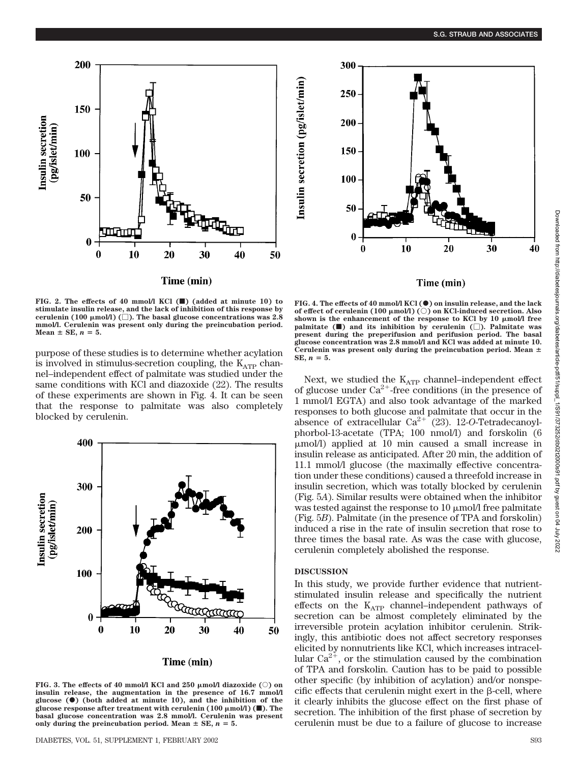FIG. 2. The effects of 40 mmol/l KCl (■) (added at minute 10) to stimulate insulin release, and the lack of inhibition of this response by cerulenin (100 μmol/l) (□). The basal glucose concentrations was 2.8 mmol/l. Cerulenin was present only during the preincubation period. Mean ± SE, $n = 5$.

FIG. 4. The effects of 40 mmol/l KCl (●) on insulin release, and the lack of effect of cerulenin (100 μmol/l) (○) on KCl-induced secretion. Also shown is the enhancement of the response to KCl by 10 μmol/l free palmitate (■) and its inhibition by cerulenin (□). Palmitate was present during the preperifusion and perifusion period. The basal glucose concentration was 2.8 mmol/l and KCl was added at minute 10. Cerulenin was present only during the preincubation period. Mean ± SE, $n = 5$.

purpose of these studies is to determine whether acylation is involved in stimulus-secretion coupling, the $K_{ATP}$ channel–independent effect of palmitate was studied under the same conditions with KCl and diazoxide (22). The results of these experiments are shown in Fig. 4. It can be seen that the response to palmitate was also completely blocked by cerulenin.

FIG. 3. The effects of 40 mmol/l KCl and 250 μmol/l diazoxide (○) on insulin release, the augmentation in the presence of 16.7 mmol/l glucose (●) (both added at minute 10), and the inhibition of the glucose response after treatment with cerulenin (100 μmol/l) (■). The basal glucose concentration was 2.8 mmol/l. Cerulenin was present only during the preincubation period. Mean ± SE, $n = 5$.

Next, we studied the $K_{ATP}$ channel–independent effect of glucose under $Ca^{2+}$-free conditions (in the presence of 1 mmol/l EGTA) and also took advantage of the marked responses to both glucose and palmitate that occur in the absence of extracellular $Ca^{2+}$ (23). 12-*O*-Tetradecanoylphorbol-13-acetate (TPA; 100 nmol/l) and forskolin (6 μmol/l) applied at 10 min caused a small increase in insulin release as anticipated. After 20 min, the addition of 11.1 mmol/l glucose (the maximally effective concentration under these conditions) caused a threefold increase in insulin secretion, which was totally blocked by cerulenin (Fig. 5*A*). Similar results were obtained when the inhibitor was tested against the response to 10 μmol/l free palmitate (Fig. 5*B*). Palmitate (in the presence of TPA and forskolin) induced a rise in the rate of insulin secretion that rose to three times the basal rate. As was the case with glucose, cerulenin completely abolished the response.

## DISCUSSION

In this study, we provide further evidence that nutrient-stimulated insulin release and specifically the nutrient effects on the $K_{ATP}$ channel–independent pathways of secretion can be almost completely eliminated by the irreversible protein acylation inhibitor cerulenin. Strikingly, this antibiotic does not affect secretory responses elicited by nonnutrients like KCl, which increases intracellular $Ca^{2+}$, or the stimulation caused by the combination of TPA and forskolin. Caution has to be paid to possible other specific (by inhibition of acylation) and/or nonspecific effects that cerulenin might exert in the β-cell, where it clearly inhibits the glucose effect on the first phase of secretion. The inhibition of the first phase of secretion by cerulenin must be due to a failure of glucose to increase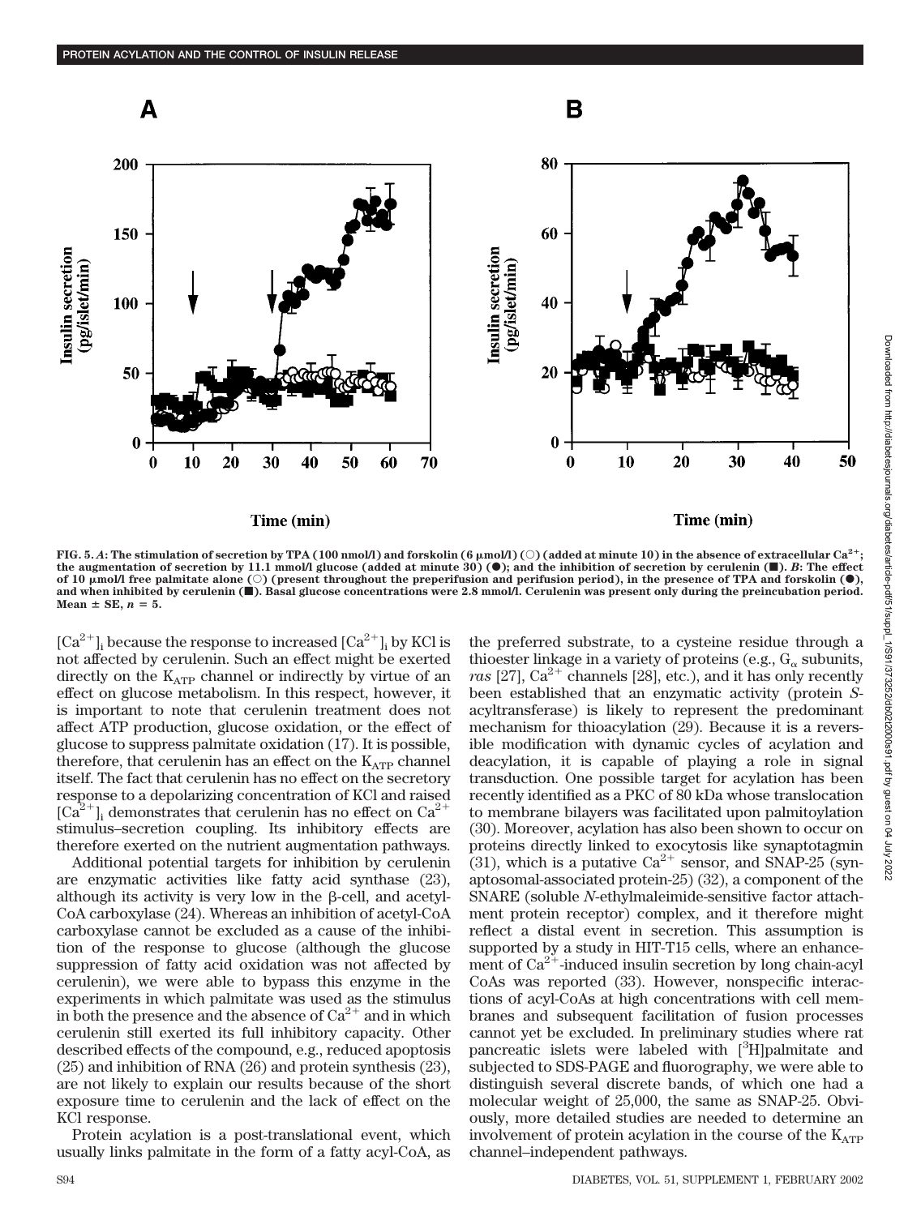FIG. 5. *A*: The stimulation of secretion by TPA (100 nmol/l) and forskolin (6 μmol/l) (○) (added at minute 10) in the absence of extracellular $Ca^{2+}$; the augmentation of secretion by 11.1 mmol/l glucose (added at minute 30) (●); and the inhibition of secretion by cerulenin (■). *B*: The effect of 10 μmol/l free palmitate alone (○) (present throughout the preperifusion and perifusion period), in the presence of TPA and forskolin (●), and when inhibited by cerulenin (■). Basal glucose concentrations were 2.8 mmol/l. Cerulenin was present only during the preincubation period. Mean ± SE, $n = 5$.

$[Ca^{2+}]_i$ because the response to increased $[Ca^{2+}]_i$ by KCl is not affected by cerulenin. Such an effect might be exerted directly on the $K_{ATP}$ channel or indirectly by virtue of an effect on glucose metabolism. In this respect, however, it is important to note that cerulenin treatment does not affect ATP production, glucose oxidation, or the effect of glucose to suppress palmitate oxidation (17). It is possible, therefore, that cerulenin has an effect on the $K_{ATP}$ channel itself. The fact that cerulenin has no effect on the secretory response to a depolarizing concentration of KCl and raised $[Ca^{2+}]_i$ demonstrates that cerulenin has no effect on $Ca^{2+}$ stimulus–secretion coupling. Its inhibitory effects are therefore exerted on the nutrient augmentation pathways.

Additional potential targets for inhibition by cerulenin are enzymatic activities like fatty acid synthase (23), although its activity is very low in the β-cell, and acetyl-CoA carboxylase (24). Whereas an inhibition of acetyl-CoA carboxylase cannot be excluded as a cause of the inhibition of the response to glucose (although the glucose suppression of fatty acid oxidation was not affected by cerulenin), we were able to bypass this enzyme in the experiments in which palmitate was used as the stimulus in both the presence and the absence of $Ca^{2+}$ and in which cerulenin still exerted its full inhibitory capacity. Other described effects of the compound, e.g., reduced apoptosis (25) and inhibition of RNA (26) and protein synthesis (23), are not likely to explain our results because of the short exposure time to cerulenin and the lack of effect on the KCl response.

Protein acylation is a post-translational event, which usually links palmitate in the form of a fatty acyl-CoA, as the preferred substrate, to a cysteine residue through a thioester linkage in a variety of proteins (e.g., $G_\alpha$ subunits, *ras* [27], $Ca^{2+}$ channels [28], etc.), and it has only recently been established that an enzymatic activity (protein *S*-acyltransferase) is likely to represent the predominant mechanism for thioacylation (29). Because it is a reversible modification with dynamic cycles of acylation and deacylation, it is capable of playing a role in signal transduction. One possible target for acylation has been recently identified as a PKC of 80 kDa whose translocation to membrane bilayers was facilitated upon palmitoylation (30). Moreover, acylation has also been shown to occur on proteins directly linked to exocytosis like synaptotagmin (31), which is a putative $Ca^{2+}$ sensor, and SNAP-25 (synaptosomal-associated protein-25) (32), a component of the SNARE (soluble *N*-ethylmaleimide-sensitive factor attachment protein receptor) complex, and it therefore might reflect a distal event in secretion. This assumption is supported by a study in HIT-T15 cells, where an enhancement of $Ca^{2+}$-induced insulin secretion by long chain-acyl CoAs was reported (33). However, nonspecific interactions of acyl-CoAs at high concentrations with cell membranes and subsequent facilitation of fusion processes cannot yet be excluded. In preliminary studies where rat pancreatic islets were labeled with [$^{3}$H]palmitate and subjected to SDS-PAGE and fluorography, we were able to distinguish several discrete bands, of which one had a molecular weight of 25,000, the same as SNAP-25. Obviously, more detailed studies are needed to determine an involvement of protein acylation in the course of the $K_{ATP}$ channel–independent pathways.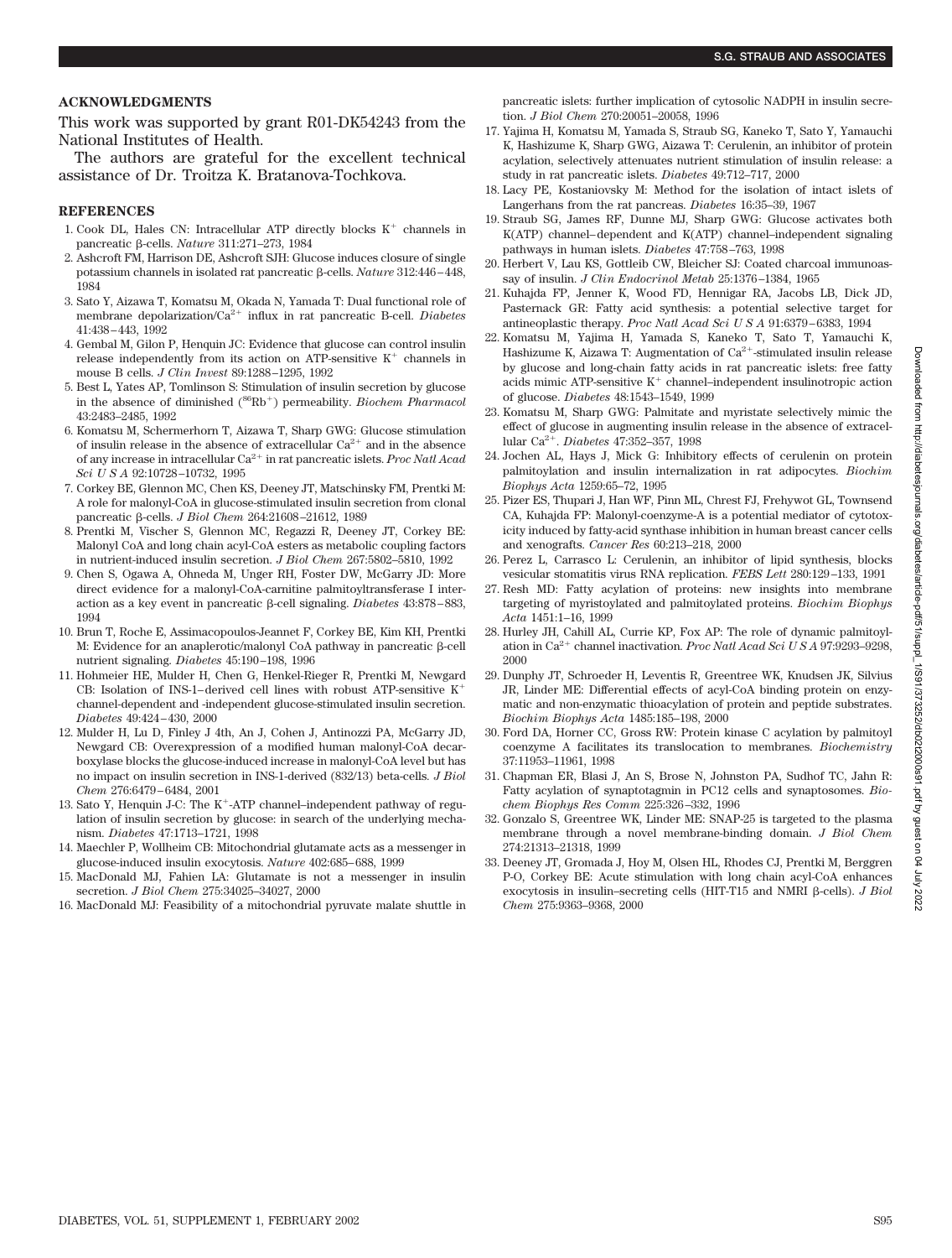## ACKNOWLEDGMENTS

This work was supported by grant R01-DK54243 from the National Institutes of Health.

The authors are grateful for the excellent technical assistance of Dr. Troitza K. Bratanova-Tochkova.

## REFERENCES

1. Cook DL, Hales CN: Intracellular ATP directly blocks $K^+$ channels in pancreatic β-cells. *Nature* 311:271–273, 1984
2. Ashcroft FM, Harrison DE, Ashcroft SJH: Glucose induces closure of single potassium channels in isolated rat pancreatic β-cells. *Nature* 312:446–448, 1984
3. Sato Y, Aizawa T, Komatsu M, Okada N, Yamada T: Dual functional role of membrane depolarization/$Ca^{2+}$ influx in rat pancreatic B-cell. *Diabetes* 41:438–443, 1992
4. Gembal M, Gilon P, Henquin JC: Evidence that glucose can control insulin release independently from its action on ATP-sensitive $K^+$ channels in mouse B cells. *J Clin Invest* 89:1288–1295, 1992
5. Best L, Yates AP, Tomlinson S: Stimulation of insulin secretion by glucose in the absence of diminished ($^{86}Rb^+$) permeability. *Biochem Pharmacol* 43:2483–2485, 1992
6. Komatsu M, Schermerhorn T, Aizawa T, Sharp GWG: Glucose stimulation of insulin release in the absence of extracellular $Ca^{2+}$ and in the absence of any increase in intracellular $Ca^{2+}$ in rat pancreatic islets. *Proc Natl Acad Sci U S A* 92:10728–10732, 1995
7. Corkey BE, Glennon MC, Chen KS, Deeney JT, Matschinsky FM, Prentki M: A role for malonyl-CoA in glucose-stimulated insulin secretion from clonal pancreatic β-cells. *J Biol Chem* 264:21608–21612, 1989
8. Prentki M, Vischer S, Glennon MC, Regazzi R, Deeney JT, Corkey BE: Malonyl CoA and long chain acyl-CoA esters as metabolic coupling factors in nutrient-induced insulin secretion. *J Biol Chem* 267:5802–5810, 1992
9. Chen S, Ogawa A, Ohneda M, Unger RH, Foster DW, McGarry JD: More direct evidence for a malonyl-CoA-carnitine palmitoyltransferase I interaction as a key event in pancreatic β-cell signaling. *Diabetes* 43:878–883, 1994
10. Brun T, Roche E, Assimacopoulos-Jeannet F, Corkey BE, Kim KH, Prentki M: Evidence for an anaplerotic/malonyl CoA pathway in pancreatic β-cell nutrient signaling. *Diabetes* 45:190–198, 1996
11. Hohmeier HE, Mulder H, Chen G, Henkel-Rieger R, Prentki M, Newgard CB: Isolation of INS-1–derived cell lines with robust ATP-sensitive $K^+$ channel-dependent and -independent glucose-stimulated insulin secretion. *Diabetes* 49:424–430, 2000
12. Mulder H, Lu D, Finley J 4th, An J, Cohen J, Antinozzi PA, McGarry JD, Newgard CB: Overexpression of a modified human malonyl-CoA decarboxylase blocks the glucose-induced increase in malonyl-CoA level but has no impact on insulin secretion in INS-1-derived (832/13) beta-cells. *J Biol Chem* 276:6479–6484, 2001
13. Sato Y, Henquin J-C: The $K^+$-ATP channel–independent pathway of regulation of insulin secretion by glucose: in search of the underlying mechanism. *Diabetes* 47:1713–1721, 1998
14. Maechler P, Wollheim CB: Mitochondrial glutamate acts as a messenger in glucose-induced insulin exocytosis. *Nature* 402:685–688, 1999
15. MacDonald MJ, Fahien LA: Glutamate is not a messenger in insulin secretion. *J Biol Chem* 275:34025–34027, 2000
16. MacDonald MJ: Feasibility of a mitochondrial pyruvate malate shuttle in pancreatic islets: further implication of cytosolic NADPH in insulin secretion. *J Biol Chem* 270:20051–20058, 1996
17. Yajima H, Komatsu M, Yamada S, Straub SG, Kaneko T, Sato Y, Yamauchi K, Hashizume K, Sharp GWG, Aizawa T: Cerulenin, an inhibitor of protein acylation, selectively attenuates nutrient stimulation of insulin release: a study in rat pancreatic islets. *Diabetes* 49:712–717, 2000
18. Lacy PE, Kostaniovsky M: Method for the isolation of intact islets of Langerhans from the rat pancreas. *Diabetes* 16:35–39, 1967
19. Straub SG, James RF, Dunne MJ, Sharp GWG: Glucose activates both K(ATP) channel–dependent and K(ATP) channel–independent signaling pathways in human islets. *Diabetes* 47:758–763, 1998
20. Herbert V, Lau KS, Gottleib CW, Bleicher SJ: Coated charcoal immunoassay of insulin. *J Clin Endocrinol Metab* 25:1376–1384, 1965
21. Kuhajda FP, Jenner K, Wood FD, Hennigar RA, Jacobs LB, Dick JD, Pasternack GR: Fatty acid synthesis: a potential selective target for antineoplastic therapy. *Proc Natl Acad Sci U S A* 91:6379–6383, 1994
22. Komatsu M, Yajima H, Yamada S, Kaneko T, Sato T, Yamauchi K, Hashizume K, Aizawa T: Augmentation of $Ca^{2+}$-stimulated insulin release by glucose and long-chain fatty acids in rat pancreatic islets: free fatty acids mimic ATP-sensitive $K^+$ channel–independent insulinotropic action of glucose. *Diabetes* 48:1543–1549, 1999
23. Komatsu M, Sharp GWG: Palmitate and myristate selectively mimic the effect of glucose in augmenting insulin release in the absence of extracellular $Ca^{2+}$. *Diabetes* 47:352–357, 1998
24. Jochen AL, Hays J, Mick G: Inhibitory effects of cerulenin on protein palmitoylation and insulin internalization in rat adipocytes. *Biochim Biophys Acta* 1259:65–72, 1995
25. Pizer ES, Thupari J, Han WF, Pinn ML, Chrest FJ, Frehywot GL, Townsend CA, Kuhajda FP: Malonyl-coenzyme-A is a potential mediator of cytotoxicity induced by fatty-acid synthase inhibition in human breast cancer cells and xenografts. *Cancer Res* 60:213–218, 2000
26. Perez L, Carrasco L: Cerulenin, an inhibitor of lipid synthesis, blocks vesicular stomatitis virus RNA replication. *FEBS Lett* 280:129–133, 1991
27. Resh MD: Fatty acylation of proteins: new insights into membrane targeting of myristoylated and palmitoylated proteins. *Biochim Biophys Acta* 1451:1–16, 1999
28. Hurley JH, Cahill AL, Currie KP, Fox AP: The role of dynamic palmitoylation in $Ca^{2+}$ channel inactivation. *Proc Natl Acad Sci U S A* 97:9293–9298, 2000
29. Dunphy JT, Schroeder H, Leventis R, Greentree WK, Knudsen JK, Silvius JR, Linder ME: Differential effects of acyl-CoA binding protein on enzymatic and non-enzymatic thioacylation of protein and peptide substrates. *Biochim Biophys Acta* 1485:185–198, 2000
30. Ford DA, Horner CC, Gross RW: Protein kinase C acylation by palmitoyl coenzyme A facilitates its translocation to membranes. *Biochemistry* 37:11953–11961, 1998
31. Chapman ER, Blasi J, An S, Brose N, Johnston PA, Sudhof TC, Jahn R: Fatty acylation of synaptotagmin in PC12 cells and synaptosomes. *Biochem Biophys Res Comm* 225:326–332, 1996
32. Gonzalo S, Greentree WK, Linder ME: SNAP-25 is targeted to the plasma membrane through a novel membrane-binding domain. *J Biol Chem* 274:21313–21318, 1999
33. Deeney JT, Gromada J, Hoy M, Olsen HL, Rhodes CJ, Prentki M, Berggren P-O, Corkey BE: Acute stimulation with long chain acyl-CoA enhances exocytosis in insulin–secreting cells (HIT-T15 and NMRI β-cells). *J Biol Chem* 275:9363–9368, 2000